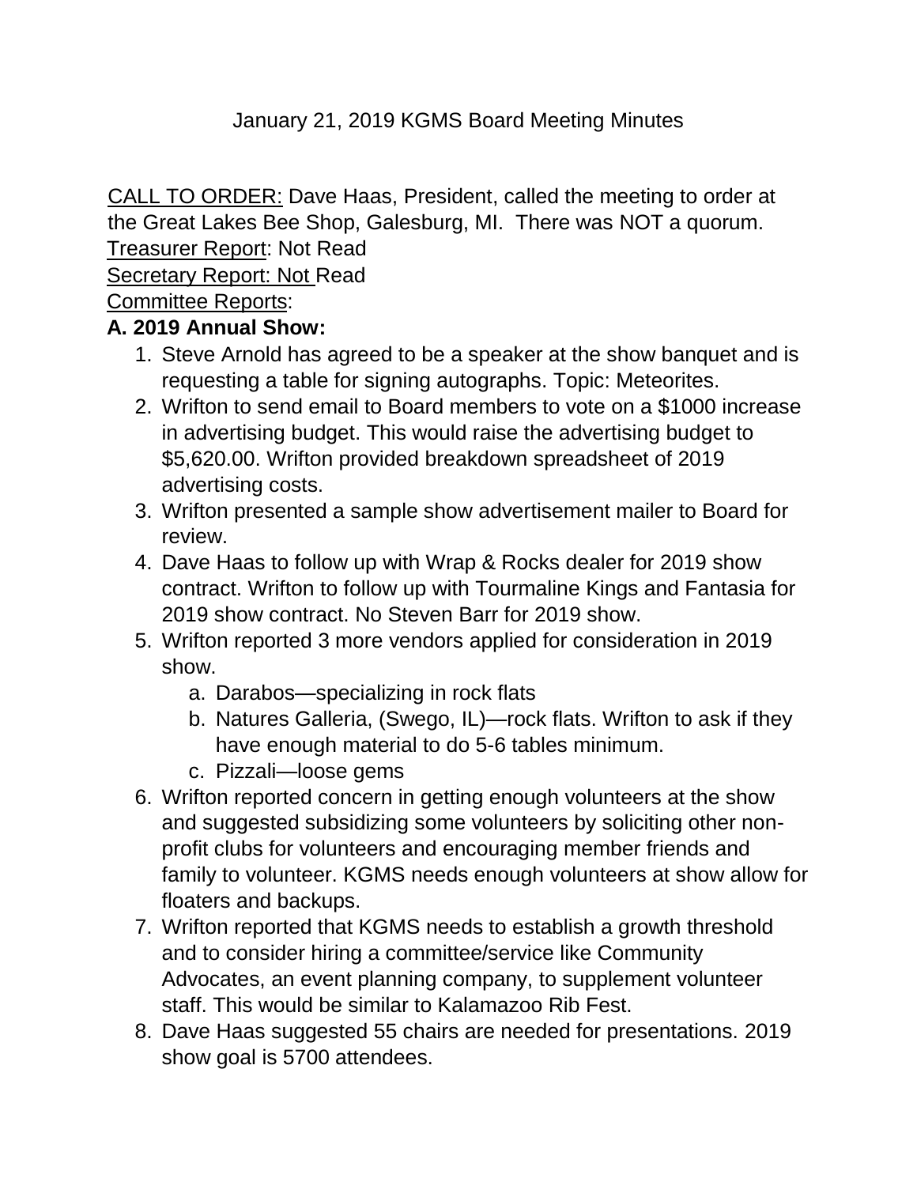# January 21, 2019 KGMS Board Meeting Minutes

CALL TO ORDER: Dave Haas, President, called the meeting to order at the Great Lakes Bee Shop, Galesburg, MI.  There was NOT a quorum.

Treasurer Report: Not Read

Secretary Report: Not Read

Committee Reports:

**A. 2019 Annual Show:**

1. Steve Arnold has agreed to be a speaker at the show banquet and is requesting a table for signing autographs. Topic: Meteorites.
2. Wrifton to send email to Board members to vote on a $1000 increase in advertising budget. This would raise the advertising budget to $5,620.00. Wrifton provided breakdown spreadsheet of 2019 advertising costs.
3. Wrifton presented a sample show advertisement mailer to Board for review.
4. Dave Haas to follow up with Wrap & Rocks dealer for 2019 show contract. Wrifton to follow up with Tourmaline Kings and Fantasia for 2019 show contract. No Steven Barr for 2019 show.
5. Wrifton reported 3 more vendors applied for consideration in 2019 show.
   a. Darabos—specializing in rock flats
   b. Natures Galleria, (Swego, IL)—rock flats. Wrifton to ask if they have enough material to do 5-6 tables minimum.
   c. Pizzali—loose gems
6. Wrifton reported concern in getting enough volunteers at the show and suggested subsidizing some volunteers by soliciting other non-profit clubs for volunteers and encouraging member friends and family to volunteer. KGMS needs enough volunteers at show allow for floaters and backups.
7. Wrifton reported that KGMS needs to establish a growth threshold and to consider hiring a committee/service like Community Advocates, an event planning company, to supplement volunteer staff. This would be similar to Kalamazoo Rib Fest.
8. Dave Haas suggested 55 chairs are needed for presentations. 2019 show goal is 5700 attendees.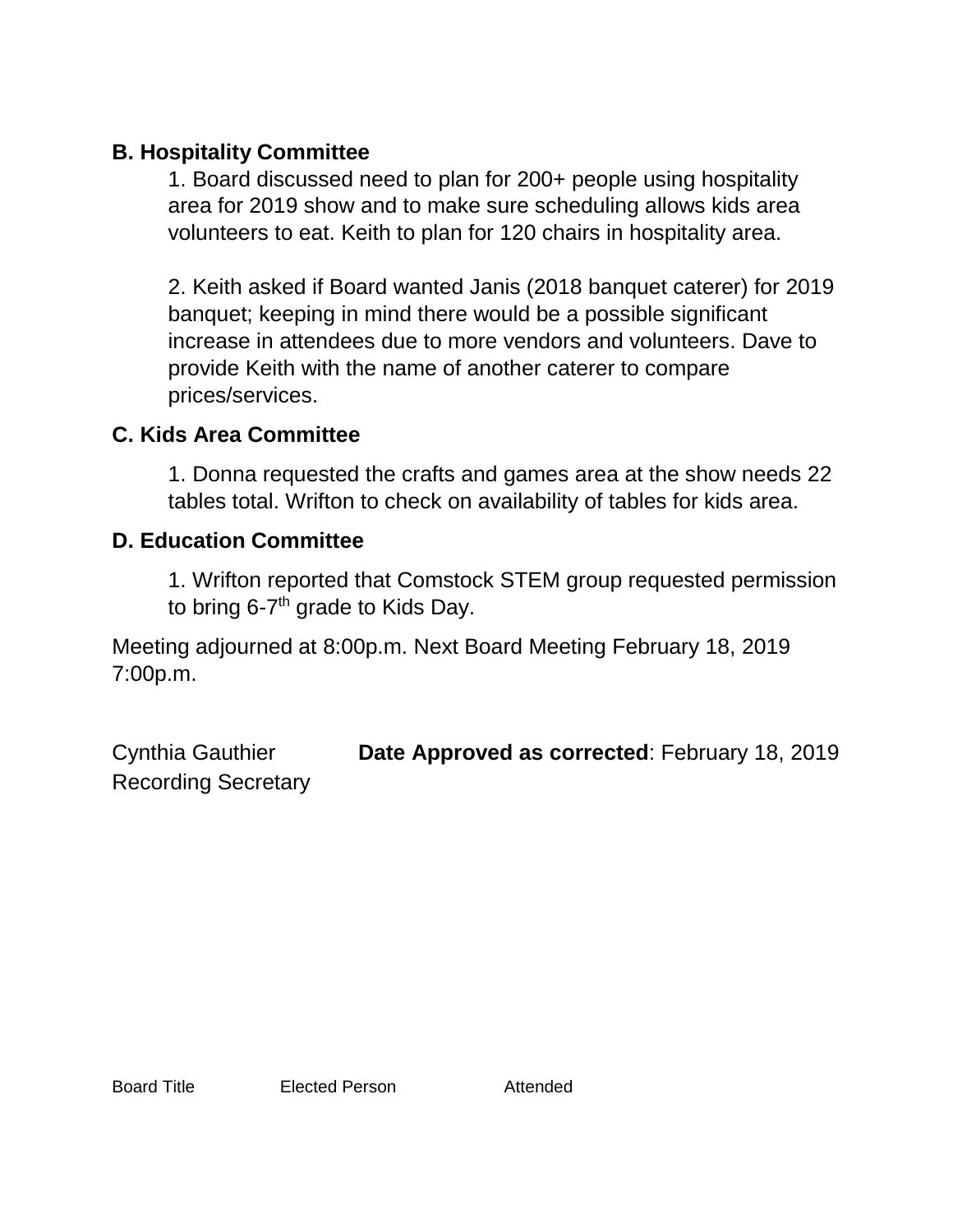**B. Hospitality Committee**

1. Board discussed need to plan for 200+ people using hospitality area for 2019 show and to make sure scheduling allows kids area volunteers to eat. Keith to plan for 120 chairs in hospitality area.

2. Keith asked if Board wanted Janis (2018 banquet caterer) for 2019 banquet; keeping in mind there would be a possible significant increase in attendees due to more vendors and volunteers. Dave to provide Keith with the name of another caterer to compare prices/services.

**C. Kids Area Committee**

1. Donna requested the crafts and games area at the show needs 22 tables total. Wrifton to check on availability of tables for kids area.

**D. Education Committee**

1. Wrifton reported that Comstock STEM group requested permission to bring 6-7th grade to Kids Day.

Meeting adjourned at 8:00p.m. Next Board Meeting February 18, 2019 7:00p.m.

Cynthia Gauthier
Recording Secretary

**Date Approved as corrected**: February 18, 2019

| Board Title | Elected Person | Attended |
|---|---|---|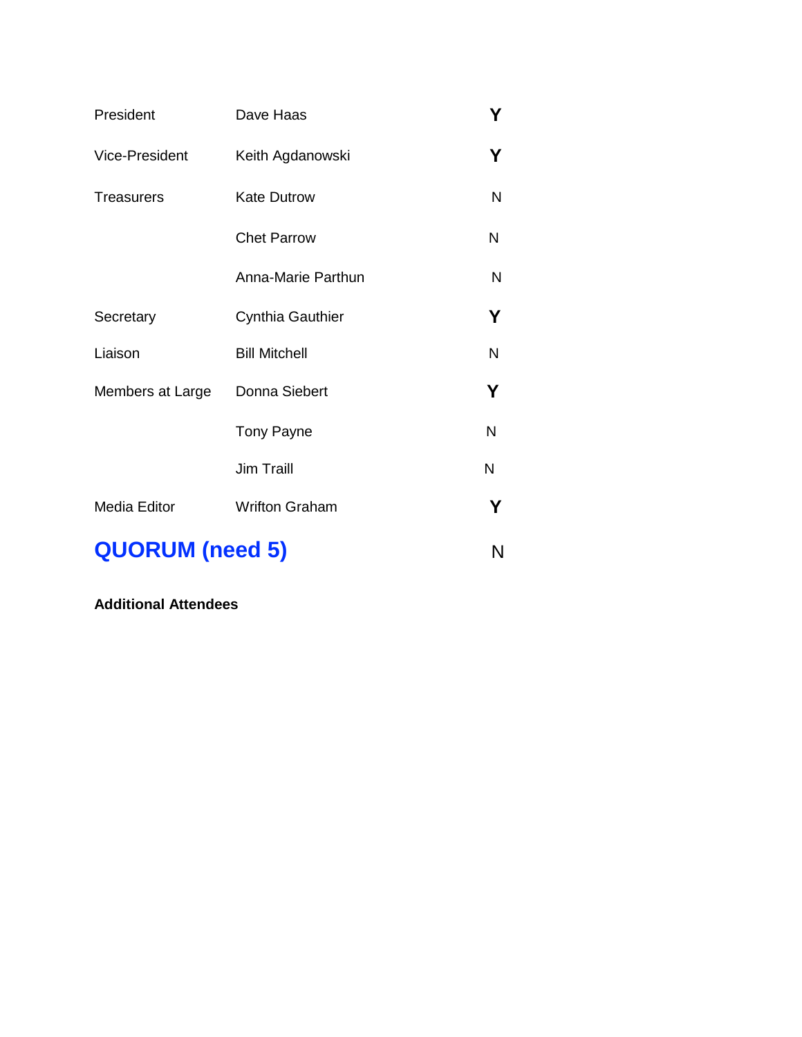| | | |
|---|---|---|
| President | Dave Haas | **Y** |
| Vice-President | Keith Agdanowski | **Y** |
| Treasurers | Kate Dutrow | N |
| | Chet Parrow | N |
| | Anna-Marie Parthun | N |
| Secretary | Cynthia Gauthier | **Y** |
| Liaison | Bill Mitchell | N |
| Members at Large | Donna Siebert | **Y** |
| | Tony Payne | N |
| | Jim Traill | N |
| Media Editor | Wrifton Graham | **Y** |
| **QUORUM (need 5)** | | N |

**Additional Attendees**